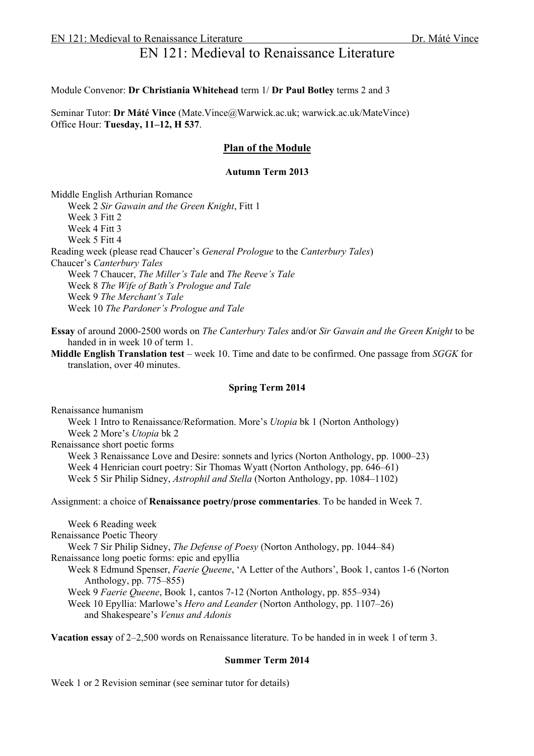# EN 121: Medieval to Renaissance Literature

Module Convenor: **Dr Christiania Whitehead** term 1/ **Dr Paul Botley** terms 2 and 3

Seminar Tutor: **Dr Máté Vince** (Mate.Vince@Warwick.ac.uk; warwick.ac.uk/MateVince)
Office Hour: **Tuesday, 11–12, H 537**.

## Plan of the Module

### Autumn Term 2013

Middle English Arthurian Romance
- Week 2 *Sir Gawain and the Green Knight*, Fitt 1
- Week 3 Fitt 2
- Week 4 Fitt 3
- Week 5 Fitt 4

Reading week (please read Chaucer's *General Prologue* to the *Canterbury Tales*)

Chaucer's *Canterbury Tales*
- Week 7 Chaucer, *The Miller's Tale* and *The Reeve's Tale*
- Week 8 *The Wife of Bath's Prologue and Tale*
- Week 9 *The Merchant's Tale*
- Week 10 *The Pardoner's Prologue and Tale*

**Essay** of around 2000-2500 words on *The Canterbury Tales* and/or *Sir Gawain and the Green Knight* to be handed in in week 10 of term 1.

**Middle English Translation test** – week 10. Time and date to be confirmed. One passage from *SGGK* for translation, over 40 minutes.

### Spring Term 2014

Renaissance humanism
- Week 1 Intro to Renaissance/Reformation. More's *Utopia* bk 1 (Norton Anthology)
- Week 2 More's *Utopia* bk 2

Renaissance short poetic forms
- Week 3 Renaissance Love and Desire: sonnets and lyrics (Norton Anthology, pp. 1000–23)
- Week 4 Henrician court poetry: Sir Thomas Wyatt (Norton Anthology, pp. 646–61)
- Week 5 Sir Philip Sidney, *Astrophil and Stella* (Norton Anthology, pp. 1084–1102)

Assignment: a choice of **Renaissance poetry/prose commentaries**. To be handed in Week 7.

- Week 6 Reading week

Renaissance Poetic Theory
- Week 7 Sir Philip Sidney, *The Defense of Poesy* (Norton Anthology, pp. 1044–84)

Renaissance long poetic forms: epic and epyllia
- Week 8 Edmund Spenser, *Faerie Queene*, 'A Letter of the Authors', Book 1, cantos 1-6 (Norton Anthology, pp. 775–855)
- Week 9 *Faerie Queene*, Book 1, cantos 7-12 (Norton Anthology, pp. 855–934)
- Week 10 Epyllia: Marlowe's *Hero and Leander* (Norton Anthology, pp. 1107–26) and Shakespeare's *Venus and Adonis*

**Vacation essay** of 2–2,500 words on Renaissance literature. To be handed in in week 1 of term 3.

### Summer Term 2014

Week 1 or 2 Revision seminar (see seminar tutor for details)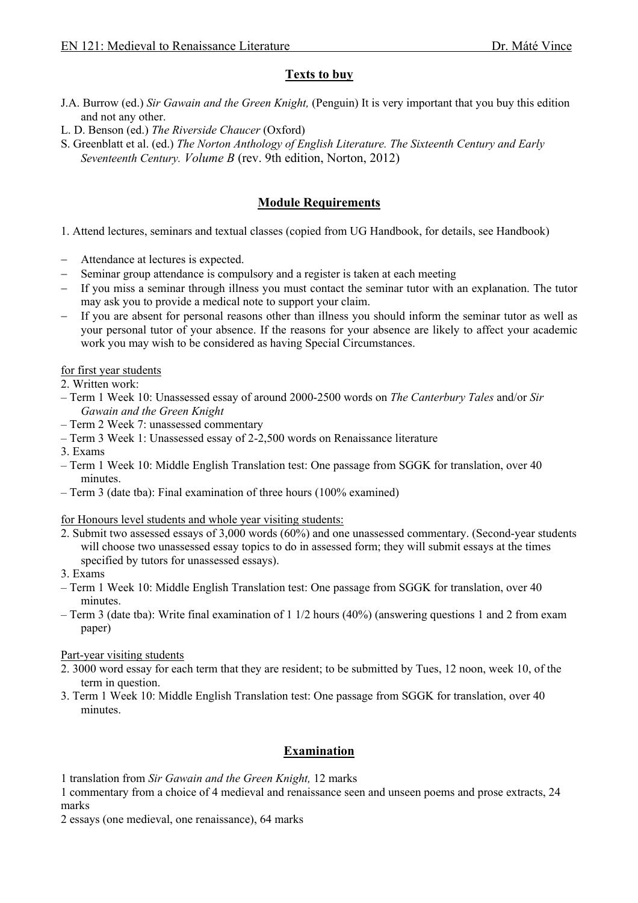## Texts to buy

J.A. Burrow (ed.) *Sir Gawain and the Green Knight,* (Penguin) It is very important that you buy this edition and not any other.

L. D. Benson (ed.) *The Riverside Chaucer* (Oxford)

S. Greenblatt et al. (ed.) *The Norton Anthology of English Literature. The Sixteenth Century and Early Seventeenth Century. Volume B* (rev. 9th edition, Norton, 2012)

## Module Requirements

1. Attend lectures, seminars and textual classes (copied from UG Handbook, for details, see Handbook)

- Attendance at lectures is expected.
- Seminar group attendance is compulsory and a register is taken at each meeting
- If you miss a seminar through illness you must contact the seminar tutor with an explanation. The tutor may ask you to provide a medical note to support your claim.
- If you are absent for personal reasons other than illness you should inform the seminar tutor as well as your personal tutor of your absence. If the reasons for your absence are likely to affect your academic work you may wish to be considered as having Special Circumstances.

for first year students

2. Written work:
– Term 1 Week 10: Unassessed essay of around 2000-2500 words on *The Canterbury Tales* and/or *Sir Gawain and the Green Knight*
– Term 2 Week 7: unassessed commentary
– Term 3 Week 1: Unassessed essay of 2-2,500 words on Renaissance literature

3. Exams
– Term 1 Week 10: Middle English Translation test: One passage from SGGK for translation, over 40 minutes.
– Term 3 (date tba): Final examination of three hours (100% examined)

for Honours level students and whole year visiting students:

2. Submit two assessed essays of 3,000 words (60%) and one unassessed commentary. (Second-year students will choose two unassessed essay topics to do in assessed form; they will submit essays at the times specified by tutors for unassessed essays).

3. Exams
– Term 1 Week 10: Middle English Translation test: One passage from SGGK for translation, over 40 minutes.
– Term 3 (date tba): Write final examination of 1 1/2 hours (40%) (answering questions 1 and 2 from exam paper)

Part-year visiting students

2. 3000 word essay for each term that they are resident; to be submitted by Tues, 12 noon, week 10, of the term in question.

3. Term 1 Week 10: Middle English Translation test: One passage from SGGK for translation, over 40 minutes.

## Examination

1 translation from *Sir Gawain and the Green Knight,* 12 marks

1 commentary from a choice of 4 medieval and renaissance seen and unseen poems and prose extracts, 24 marks

2 essays (one medieval, one renaissance), 64 marks